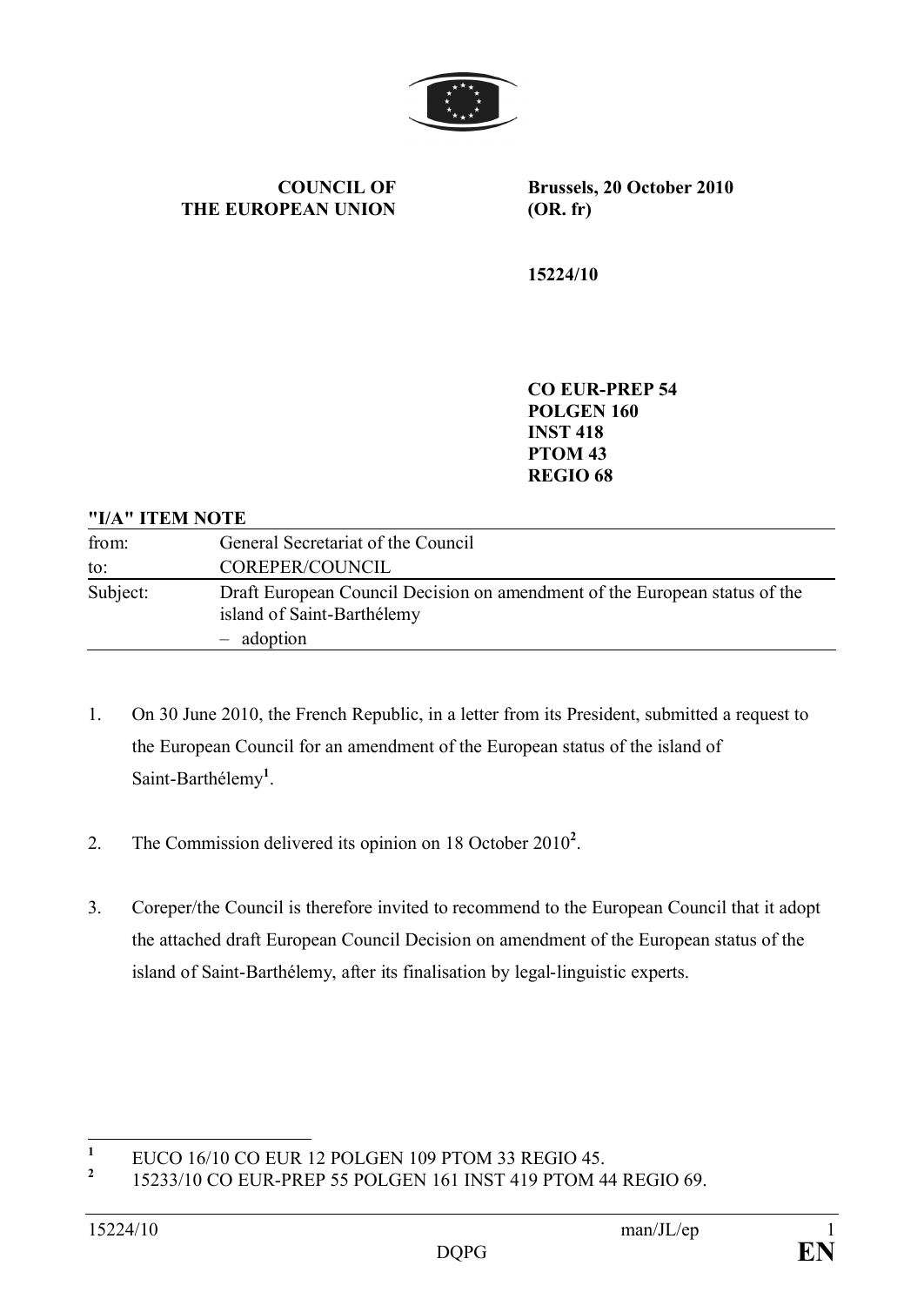**COUNCIL OF THE EUROPEAN UNION**

**Brussels, 20 October 2010 (OR. fr)**

**15224/10**

**CO EUR-PREP 54**
**POLGEN 160**
**INST 418**
**PTOM 43**
**REGIO 68**

**"I/A" ITEM NOTE**

| | |
|---|---|
| from: | General Secretariat of the Council |
| to: | COREPER/COUNCIL |
| Subject: | Draft European Council Decision on amendment of the European status of the island of Saint-Barthélemy<br>– adoption |

1. On 30 June 2010, the French Republic, in a letter from its President, submitted a request to the European Council for an amendment of the European status of the island of Saint-Barthélemy[1].

2. The Commission delivered its opinion on 18 October 2010[2].

3. Coreper/the Council is therefore invited to recommend to the European Council that it adopt the attached draft European Council Decision on amendment of the European status of the island of Saint-Barthélemy, after its finalisation by legal-linguistic experts.

---

[1] EUCO 16/10 CO EUR 12 POLGEN 109 PTOM 33 REGIO 45.

[2] 15233/10 CO EUR-PREP 55 POLGEN 161 INST 419 PTOM 44 REGIO 69.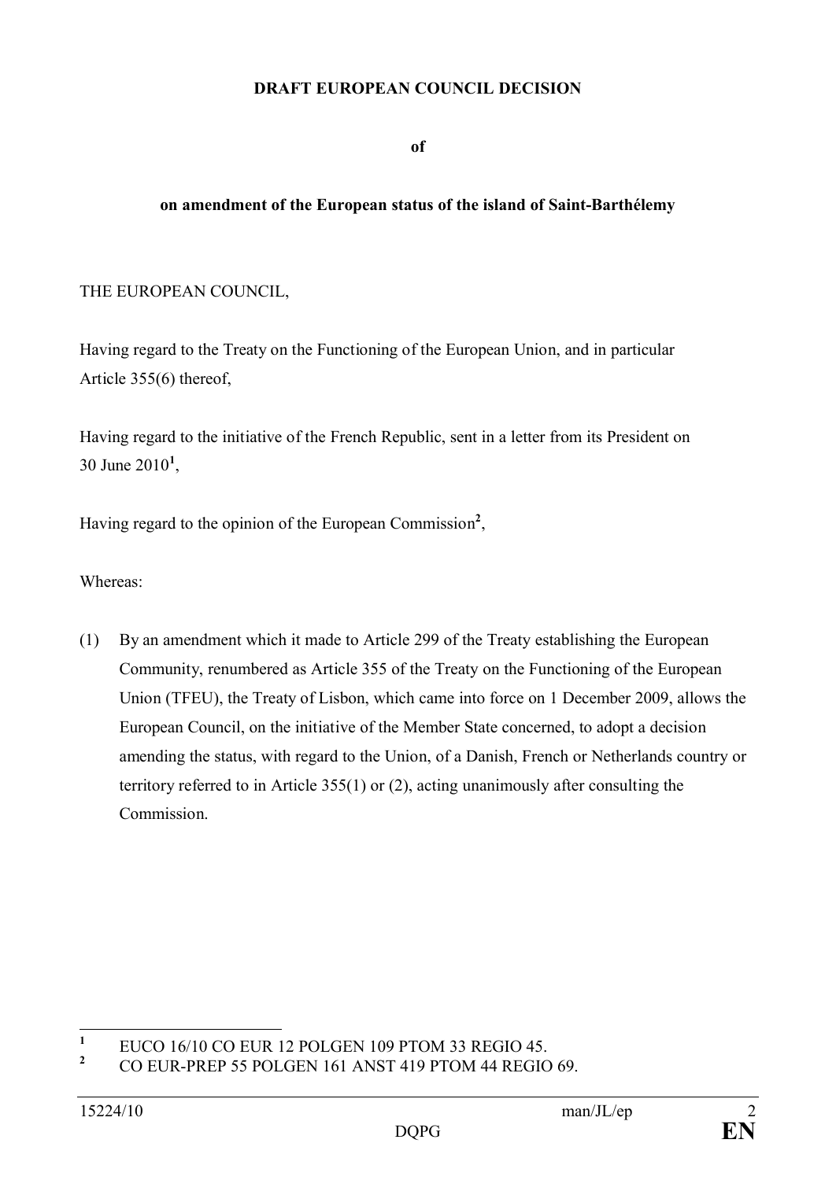**DRAFT EUROPEAN COUNCIL DECISION**

**of**

**on amendment of the European status of the island of Saint-Barthélemy**

THE EUROPEAN COUNCIL,

Having regard to the Treaty on the Functioning of the European Union, and in particular Article 355(6) thereof,

Having regard to the initiative of the French Republic, sent in a letter from its President on 30 June 2010[1],

Having regard to the opinion of the European Commission[2],

Whereas:

(1) By an amendment which it made to Article 299 of the Treaty establishing the European Community, renumbered as Article 355 of the Treaty on the Functioning of the European Union (TFEU), the Treaty of Lisbon, which came into force on 1 December 2009, allows the European Council, on the initiative of the Member State concerned, to adopt a decision amending the status, with regard to the Union, of a Danish, French or Netherlands country or territory referred to in Article 355(1) or (2), acting unanimously after consulting the Commission.

---

[1] EUCO 16/10 CO EUR 12 POLGEN 109 PTOM 33 REGIO 45.

[2] CO EUR-PREP 55 POLGEN 161 ANST 419 PTOM 44 REGIO 69.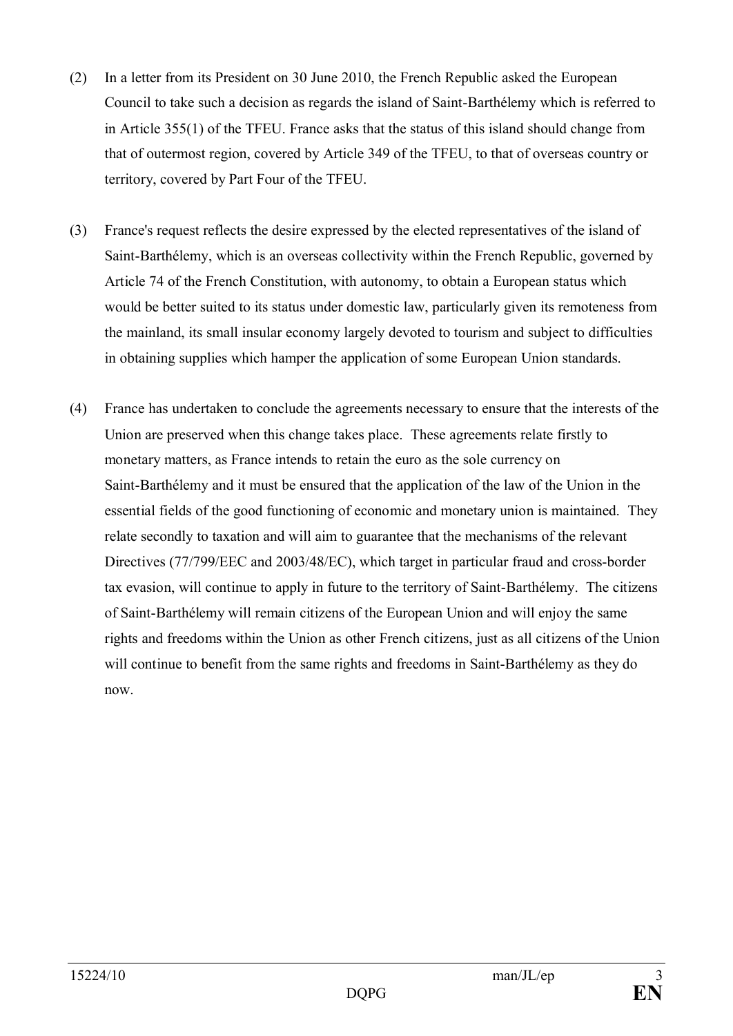(2) In a letter from its President on 30 June 2010, the French Republic asked the European Council to take such a decision as regards the island of Saint-Barthélemy which is referred to in Article 355(1) of the TFEU. France asks that the status of this island should change from that of outermost region, covered by Article 349 of the TFEU, to that of overseas country or territory, covered by Part Four of the TFEU.

(3) France's request reflects the desire expressed by the elected representatives of the island of Saint-Barthélemy, which is an overseas collectivity within the French Republic, governed by Article 74 of the French Constitution, with autonomy, to obtain a European status which would be better suited to its status under domestic law, particularly given its remoteness from the mainland, its small insular economy largely devoted to tourism and subject to difficulties in obtaining supplies which hamper the application of some European Union standards.

(4) France has undertaken to conclude the agreements necessary to ensure that the interests of the Union are preserved when this change takes place. These agreements relate firstly to monetary matters, as France intends to retain the euro as the sole currency on Saint-Barthélemy and it must be ensured that the application of the law of the Union in the essential fields of the good functioning of economic and monetary union is maintained. They relate secondly to taxation and will aim to guarantee that the mechanisms of the relevant Directives (77/799/EEC and 2003/48/EC), which target in particular fraud and cross-border tax evasion, will continue to apply in future to the territory of Saint-Barthélemy. The citizens of Saint-Barthélemy will remain citizens of the European Union and will enjoy the same rights and freedoms within the Union as other French citizens, just as all citizens of the Union will continue to benefit from the same rights and freedoms in Saint-Barthélemy as they do now.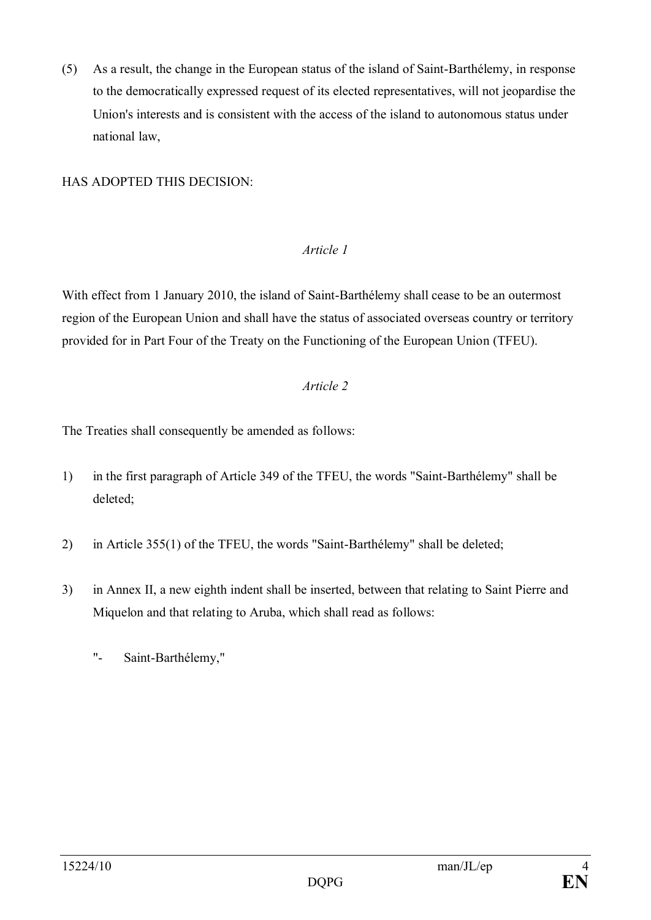(5) As a result, the change in the European status of the island of Saint-Barthélemy, in response to the democratically expressed request of its elected representatives, will not jeopardise the Union's interests and is consistent with the access of the island to autonomous status under national law,

HAS ADOPTED THIS DECISION:

*Article 1*

With effect from 1 January 2010, the island of Saint-Barthélemy shall cease to be an outermost region of the European Union and shall have the status of associated overseas country or territory provided for in Part Four of the Treaty on the Functioning of the European Union (TFEU).

*Article 2*

The Treaties shall consequently be amended as follows:

1) in the first paragraph of Article 349 of the TFEU, the words "Saint-Barthélemy" shall be deleted;

2) in Article 355(1) of the TFEU, the words "Saint-Barthélemy" shall be deleted;

3) in Annex II, a new eighth indent shall be inserted, between that relating to Saint Pierre and Miquelon and that relating to Aruba, which shall read as follows:

   "- Saint-Barthélemy,"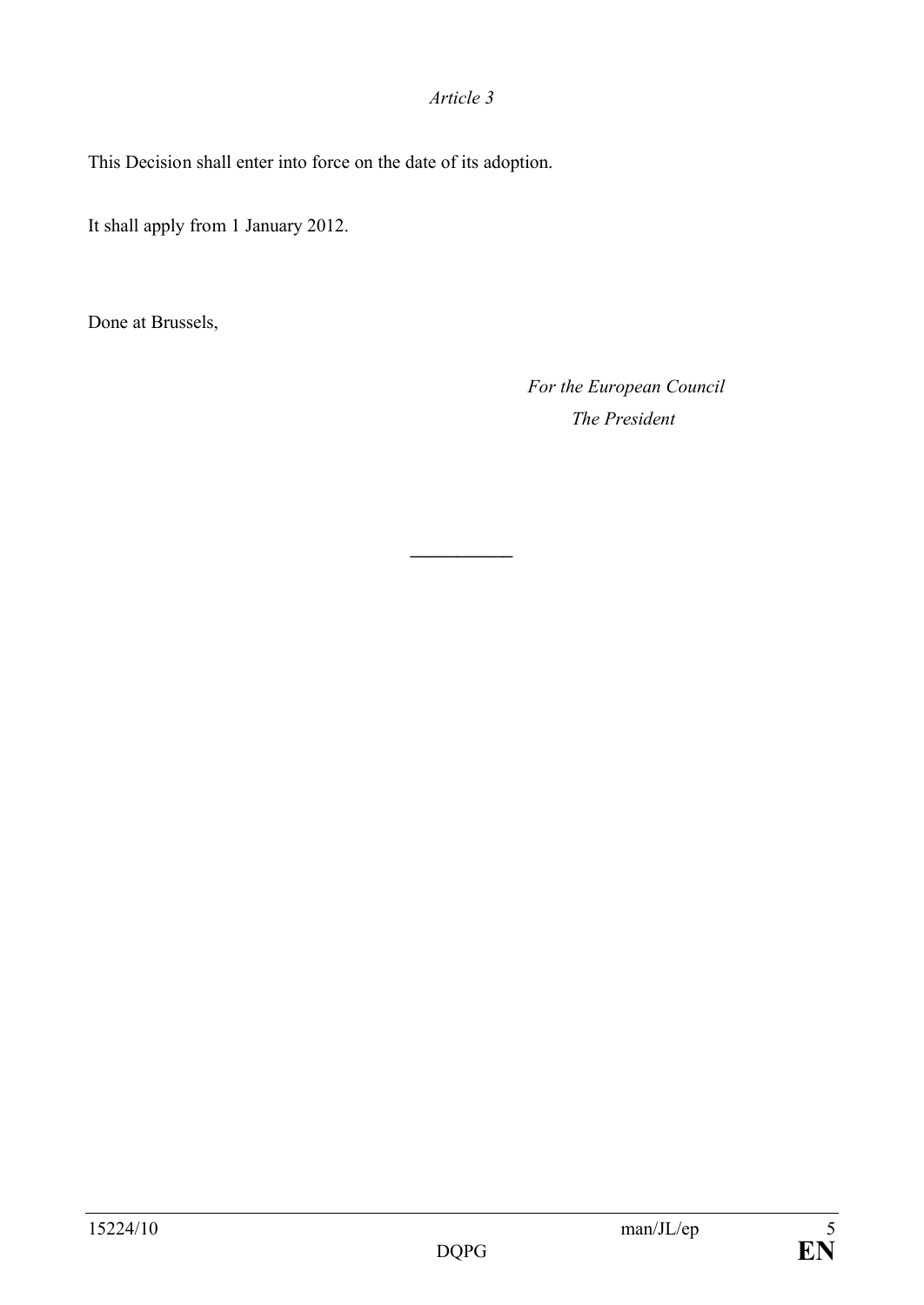*Article 3*

This Decision shall enter into force on the date of its adoption.

It shall apply from 1 January 2012.

Done at Brussels,

*For the European Council*
*The President*

---